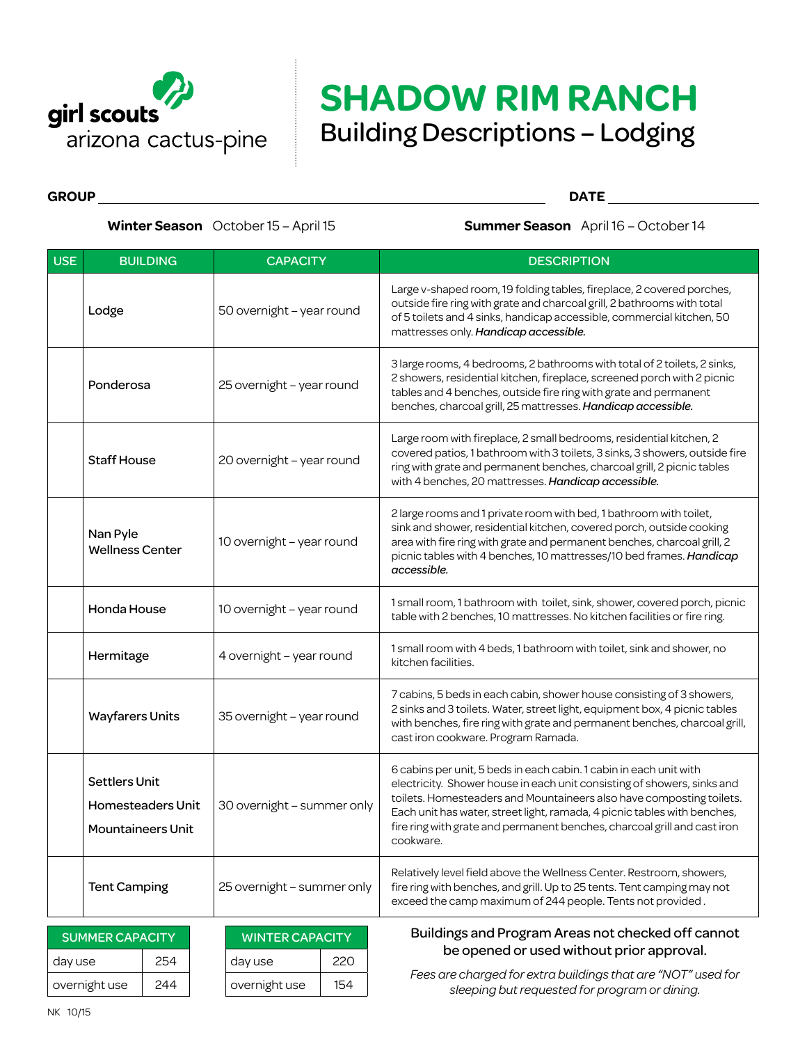girl scouts
arizona cactus-pine

# SHADOW RIM RANCH

## Building Descriptions – Lodging

**GROUP** ______________________________ **DATE** ______________

**Winter Season** October 15 – April 15 **Summer Season** April 16 – October 14

| USE | BUILDING | CAPACITY | DESCRIPTION |
|---|---|---|---|
| | Lodge | 50 overnight – year round | Large v-shaped room, 19 folding tables, fireplace, 2 covered porches, outside fire ring with grate and charcoal grill, 2 bathrooms with total of 5 toilets and 4 sinks, handicap accessible, commercial kitchen, 50 mattresses only. ***Handicap accessible.*** |
| | Ponderosa | 25 overnight – year round | 3 large rooms, 4 bedrooms, 2 bathrooms with total of 2 toilets, 2 sinks, 2 showers, residential kitchen, fireplace, screened porch with 2 picnic tables and 4 benches, outside fire ring with grate and permanent benches, charcoal grill, 25 mattresses. ***Handicap accessible.*** |
| | Staff House | 20 overnight – year round | Large room with fireplace, 2 small bedrooms, residential kitchen, 2 covered patios, 1 bathroom with 3 toilets, 3 sinks, 3 showers, outside fire ring with grate and permanent benches, charcoal grill, 2 picnic tables with 4 benches, 20 mattresses. ***Handicap accessible.*** |
| | Nan Pyle Wellness Center | 10 overnight – year round | 2 large rooms and 1 private room with bed, 1 bathroom with toilet, sink and shower, residential kitchen, covered porch, outside cooking area with fire ring with grate and permanent benches, charcoal grill, 2 picnic tables with 4 benches, 10 mattresses/10 bed frames. ***Handicap accessible.*** |
| | Honda House | 10 overnight – year round | 1 small room, 1 bathroom with toilet, sink, shower, covered porch, picnic table with 2 benches, 10 mattresses. No kitchen facilities or fire ring. |
| | Hermitage | 4 overnight – year round | 1 small room with 4 beds, 1 bathroom with toilet, sink and shower, no kitchen facilities. |
| | Wayfarers Units | 35 overnight – year round | 7 cabins, 5 beds in each cabin, shower house consisting of 3 showers, 2 sinks and 3 toilets. Water, street light, equipment box, 4 picnic tables with benches, fire ring with grate and permanent benches, charcoal grill, cast iron cookware. Program Ramada. |
| | Settlers Unit<br>Homesteaders Unit<br>Mountaineers Unit | 30 overnight – summer only | 6 cabins per unit, 5 beds in each cabin. 1 cabin in each unit with electricity. Shower house in each unit consisting of showers, sinks and toilets. Homesteaders and Mountaineers also have composting toilets. Each unit has water, street light, ramada, 4 picnic tables with benches, fire ring with grate and permanent benches, charcoal grill and cast iron cookware. |
| | Tent Camping | 25 overnight – summer only | Relatively level field above the Wellness Center. Restroom, showers, fire ring with benches, and grill. Up to 25 tents. Tent camping may not exceed the camp maximum of 244 people. Tents not provided. |

| SUMMER CAPACITY | |
|---|---|
| day use | 254 |
| overnight use | 244 |

| WINTER CAPACITY | |
|---|---|
| day use | 220 |
| overnight use | 154 |

Buildings and Program Areas not checked off cannot be opened or used without prior approval.

*Fees are charged for extra buildings that are "NOT" used for sleeping but requested for program or dining.*

NK 10/15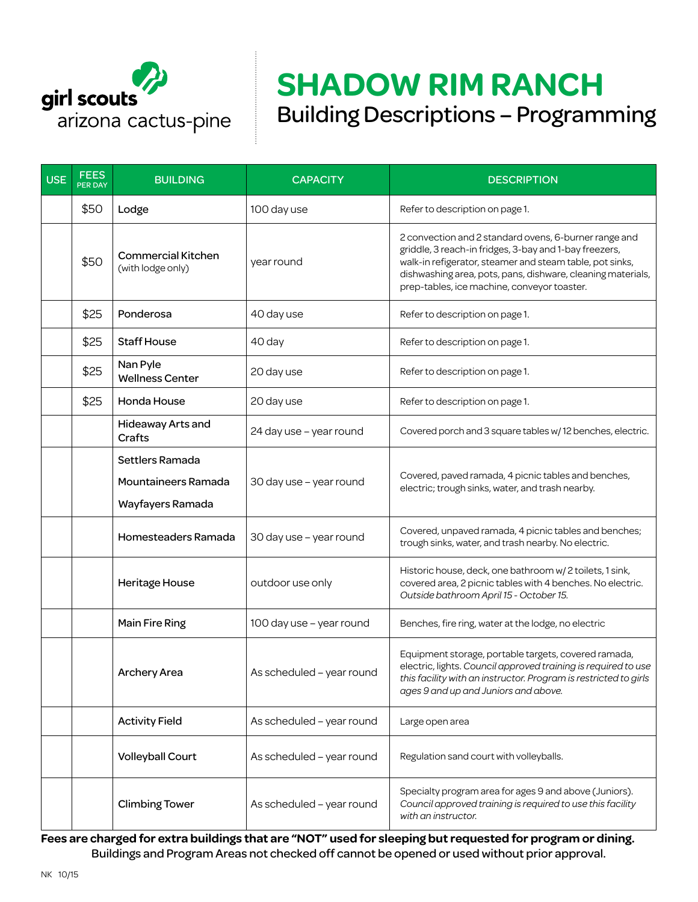girl scouts
arizona cactus-pine

# SHADOW RIM RANCH

## Building Descriptions – Programming

| USE | FEES PER DAY | BUILDING | CAPACITY | DESCRIPTION |
|---|---|---|---|---|
| | $50 | Lodge | 100 day use | Refer to description on page 1. |
| | $50 | Commercial Kitchen (with lodge only) | year round | 2 convection and 2 standard ovens, 6-burner range and griddle, 3 reach-in fridges, 3-bay and 1-bay freezers, walk-in refigerator, steamer and steam table, pot sinks, dishwashing area, pots, pans, dishware, cleaning materials, prep-tables, ice machine, conveyor toaster. |
| | $25 | Ponderosa | 40 day use | Refer to description on page 1. |
| | $25 | Staff House | 40 day | Refer to description on page 1. |
| | $25 | Nan Pyle Wellness Center | 20 day use | Refer to description on page 1. |
| | $25 | Honda House | 20 day use | Refer to description on page 1. |
| | | Hideaway Arts and Crafts | 24 day use – year round | Covered porch and 3 square tables w/ 12 benches, electric. |
| | | Settlers Ramada<br>Mountaineers Ramada<br>Wayfayers Ramada | 30 day use – year round | Covered, paved ramada, 4 picnic tables and benches, electric; trough sinks, water, and trash nearby. |
| | | Homesteaders Ramada | 30 day use – year round | Covered, unpaved ramada, 4 picnic tables and benches; trough sinks, water, and trash nearby. No electric. |
| | | Heritage House | outdoor use only | Historic house, deck, one bathroom w/ 2 toilets, 1 sink, covered area, 2 picnic tables with 4 benches. No electric. *Outside bathroom April 15 - October 15.* |
| | | Main Fire Ring | 100 day use – year round | Benches, fire ring, water at the lodge, no electric |
| | | Archery Area | As scheduled – year round | Equipment storage, portable targets, covered ramada, electric, lights. *Council approved training is required to use this facility with an instructor. Program is restricted to girls ages 9 and up and Juniors and above.* |
| | | Activity Field | As scheduled – year round | Large open area |
| | | Volleyball Court | As scheduled – year round | Regulation sand court with volleyballs. |
| | | Climbing Tower | As scheduled – year round | Specialty program area for ages 9 and above (Juniors). *Council approved training is required to use this facility with an instructor.* |

**Fees are charged for extra buildings that are "NOT" used for sleeping but requested for program or dining.**

Buildings and Program Areas not checked off cannot be opened or used without prior approval.

NK 10/15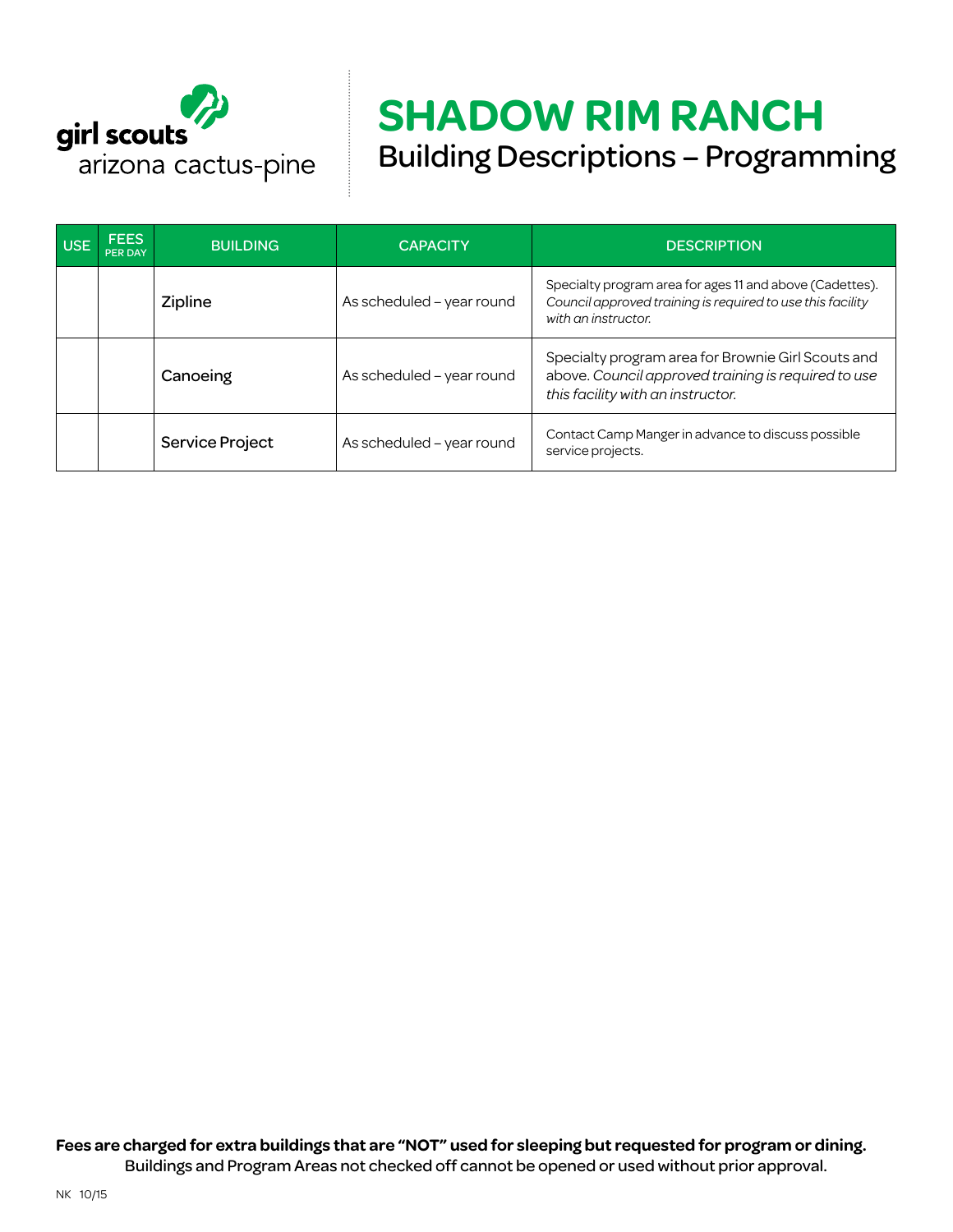girl scouts
arizona cactus-pine

# SHADOW RIM RANCH

## Building Descriptions – Programming

| USE | FEES PER DAY | BUILDING | CAPACITY | DESCRIPTION |
|---|---|---|---|---|
| | | Zipline | As scheduled – year round | Specialty program area for ages 11 and above (Cadettes). *Council approved training is required to use this facility with an instructor.* |
| | | Canoeing | As scheduled – year round | Specialty program area for Brownie Girl Scouts and above. *Council approved training is required to use this facility with an instructor.* |
| | | Service Project | As scheduled – year round | Contact Camp Manger in advance to discuss possible service projects. |

**Fees are charged for extra buildings that are "NOT" used for sleeping but requested for program or dining.**

Buildings and Program Areas not checked off cannot be opened or used without prior approval.

NK 10/15